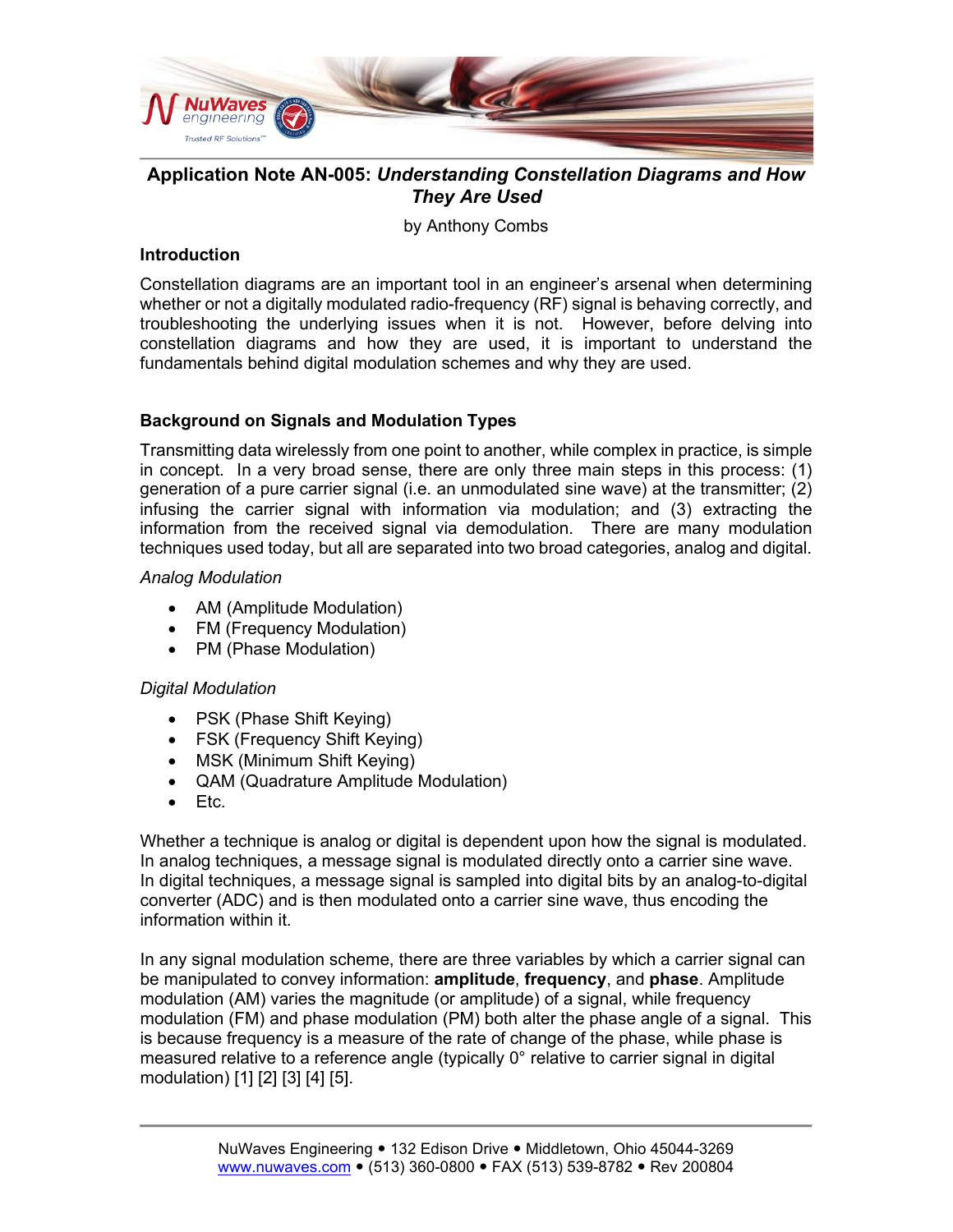# Application Note AN-005: *Understanding Constellation Diagrams and How They Are Used*

by Anthony Combs

## Introduction

Constellation diagrams are an important tool in an engineer's arsenal when determining whether or not a digitally modulated radio-frequency (RF) signal is behaving correctly, and troubleshooting the underlying issues when it is not. However, before delving into constellation diagrams and how they are used, it is important to understand the fundamentals behind digital modulation schemes and why they are used.

## Background on Signals and Modulation Types

Transmitting data wirelessly from one point to another, while complex in practice, is simple in concept. In a very broad sense, there are only three main steps in this process: (1) generation of a pure carrier signal (i.e. an unmodulated sine wave) at the transmitter; (2) infusing the carrier signal with information via modulation; and (3) extracting the information from the received signal via demodulation. There are many modulation techniques used today, but all are separated into two broad categories, analog and digital.

*Analog Modulation*

- AM (Amplitude Modulation)
- FM (Frequency Modulation)
- PM (Phase Modulation)

*Digital Modulation*

- PSK (Phase Shift Keying)
- FSK (Frequency Shift Keying)
- MSK (Minimum Shift Keying)
- QAM (Quadrature Amplitude Modulation)
- Etc.

Whether a technique is analog or digital is dependent upon how the signal is modulated. In analog techniques, a message signal is modulated directly onto a carrier sine wave. In digital techniques, a message signal is sampled into digital bits by an analog-to-digital converter (ADC) and is then modulated onto a carrier sine wave, thus encoding the information within it.

In any signal modulation scheme, there are three variables by which a carrier signal can be manipulated to convey information: **amplitude**, **frequency**, and **phase**. Amplitude modulation (AM) varies the magnitude (or amplitude) of a signal, while frequency modulation (FM) and phase modulation (PM) both alter the phase angle of a signal. This is because frequency is a measure of the rate of change of the phase, while phase is measured relative to a reference angle (typically 0° relative to carrier signal in digital modulation) [1] [2] [3] [4] [5].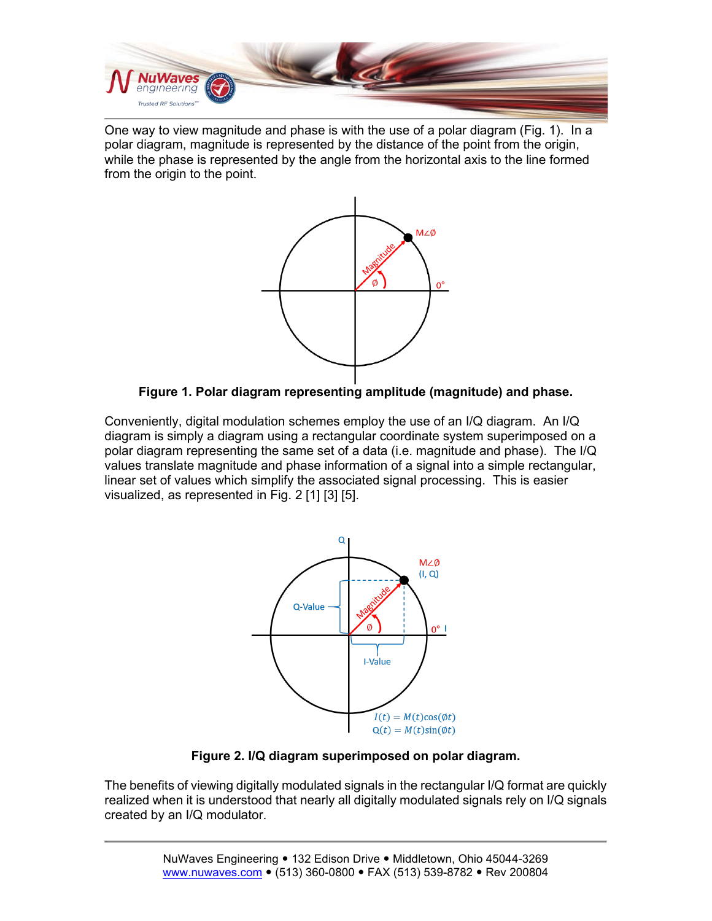One way to view magnitude and phase is with the use of a polar diagram (Fig. 1). In a polar diagram, magnitude is represented by the distance of the point from the origin, while the phase is represented by the angle from the horizontal axis to the line formed from the origin to the point.

**Figure 1. Polar diagram representing amplitude (magnitude) and phase.**

Conveniently, digital modulation schemes employ the use of an I/Q diagram. An I/Q diagram is simply a diagram using a rectangular coordinate system superimposed on a polar diagram representing the same set of a data (i.e. magnitude and phase). The I/Q values translate magnitude and phase information of a signal into a simple rectangular, linear set of values which simplify the associated signal processing. This is easier visualized, as represented in Fig. 2 [1] [3] [5].

$$I(t) = M(t)\cos(\emptyset t)$$
$$Q(t) = M(t)\sin(\emptyset t)$$

**Figure 2. I/Q diagram superimposed on polar diagram.**

The benefits of viewing digitally modulated signals in the rectangular I/Q format are quickly realized when it is understood that nearly all digitally modulated signals rely on I/Q signals created by an I/Q modulator.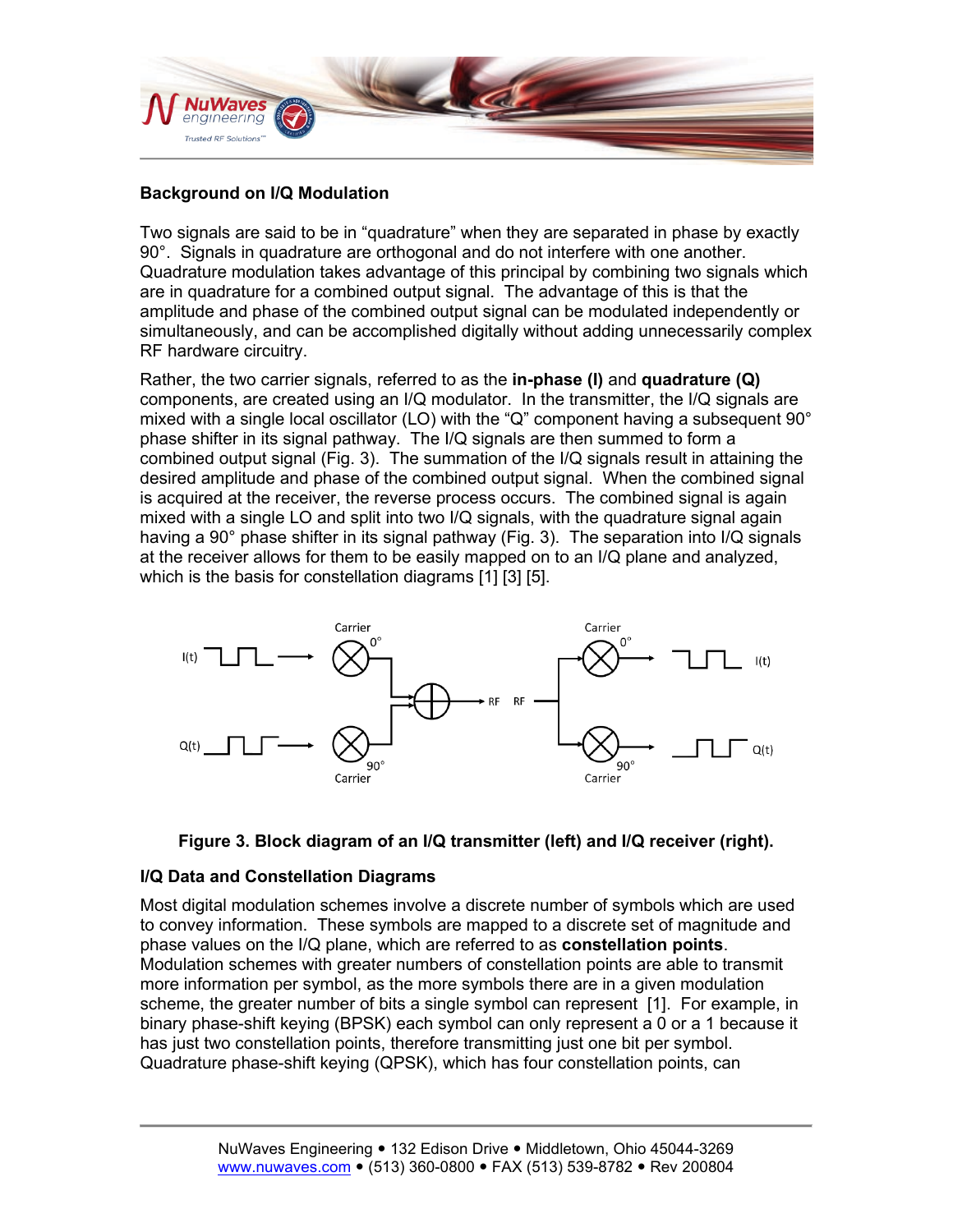## Background on I/Q Modulation

Two signals are said to be in “quadrature” when they are separated in phase by exactly 90°. Signals in quadrature are orthogonal and do not interfere with one another. Quadrature modulation takes advantage of this principal by combining two signals which are in quadrature for a combined output signal. The advantage of this is that the amplitude and phase of the combined output signal can be modulated independently or simultaneously, and can be accomplished digitally without adding unnecessarily complex RF hardware circuitry.

Rather, the two carrier signals, referred to as the **in-phase (I)** and **quadrature (Q)** components, are created using an I/Q modulator. In the transmitter, the I/Q signals are mixed with a single local oscillator (LO) with the “Q” component having a subsequent 90° phase shifter in its signal pathway. The I/Q signals are then summed to form a combined output signal (Fig. 3). The summation of the I/Q signals result in attaining the desired amplitude and phase of the combined output signal. When the combined signal is acquired at the receiver, the reverse process occurs. The combined signal is again mixed with a single LO and split into two I/Q signals, with the quadrature signal again having a 90° phase shifter in its signal pathway (Fig. 3). The separation into I/Q signals at the receiver allows for them to be easily mapped on to an I/Q plane and analyzed, which is the basis for constellation diagrams [1] [3] [5].

**Figure 3. Block diagram of an I/Q transmitter (left) and I/Q receiver (right).**

## I/Q Data and Constellation Diagrams

Most digital modulation schemes involve a discrete number of symbols which are used to convey information. These symbols are mapped to a discrete set of magnitude and phase values on the I/Q plane, which are referred to as **constellation points**. Modulation schemes with greater numbers of constellation points are able to transmit more information per symbol, as the more symbols there are in a given modulation scheme, the greater number of bits a single symbol can represent [1]. For example, in binary phase-shift keying (BPSK) each symbol can only represent a 0 or a 1 because it has just two constellation points, therefore transmitting just one bit per symbol. Quadrature phase-shift keying (QPSK), which has four constellation points, can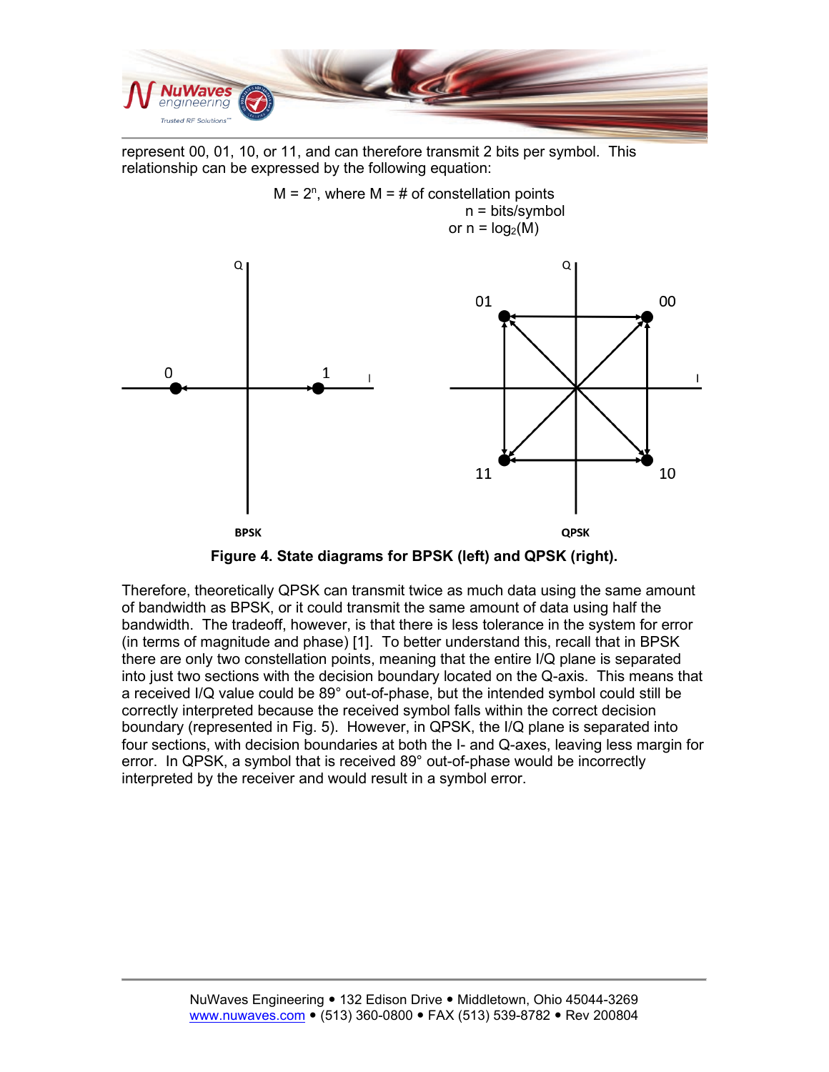represent 00, 01, 10, or 11, and can therefore transmit 2 bits per symbol. This relationship can be expressed by the following equation:

$$M = 2^n, \text{ where } M = \text{\# of constellation points}$$
$$n = \text{bits/symbol}$$
$$\text{or } n = \log_2(M)$$

**Figure 4. State diagrams for BPSK (left) and QPSK (right).**

Therefore, theoretically QPSK can transmit twice as much data using the same amount of bandwidth as BPSK, or it could transmit the same amount of data using half the bandwidth. The tradeoff, however, is that there is less tolerance in the system for error (in terms of magnitude and phase) [1]. To better understand this, recall that in BPSK there are only two constellation points, meaning that the entire I/Q plane is separated into just two sections with the decision boundary located on the Q-axis. This means that a received I/Q value could be 89° out-of-phase, but the intended symbol could still be correctly interpreted because the received symbol falls within the correct decision boundary (represented in Fig. 5). However, in QPSK, the I/Q plane is separated into four sections, with decision boundaries at both the I- and Q-axes, leaving less margin for error. In QPSK, a symbol that is received 89° out-of-phase would be incorrectly interpreted by the receiver and would result in a symbol error.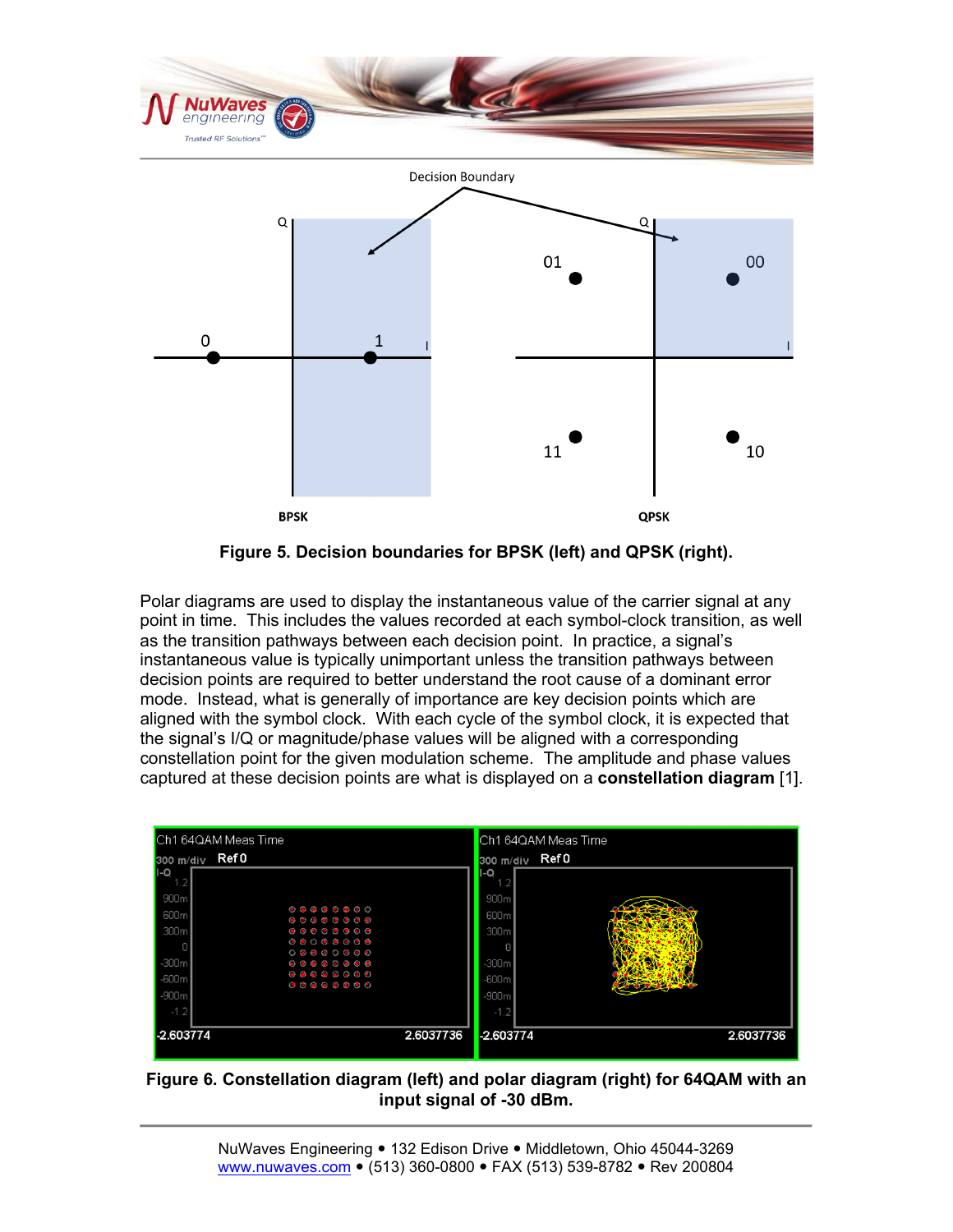Figure 5. Decision boundaries for BPSK (left) and QPSK (right).

Polar diagrams are used to display the instantaneous value of the carrier signal at any point in time. This includes the values recorded at each symbol-clock transition, as well as the transition pathways between each decision point. In practice, a signal's instantaneous value is typically unimportant unless the transition pathways between decision points are required to better understand the root cause of a dominant error mode. Instead, what is generally of importance are key decision points which are aligned with the symbol clock. With each cycle of the symbol clock, it is expected that the signal's I/Q or magnitude/phase values will be aligned with a corresponding constellation point for the given modulation scheme. The amplitude and phase values captured at these decision points are what is displayed on a **constellation diagram** [1].

**Figure 6. Constellation diagram (left) and polar diagram (right) for 64QAM with an input signal of -30 dBm.**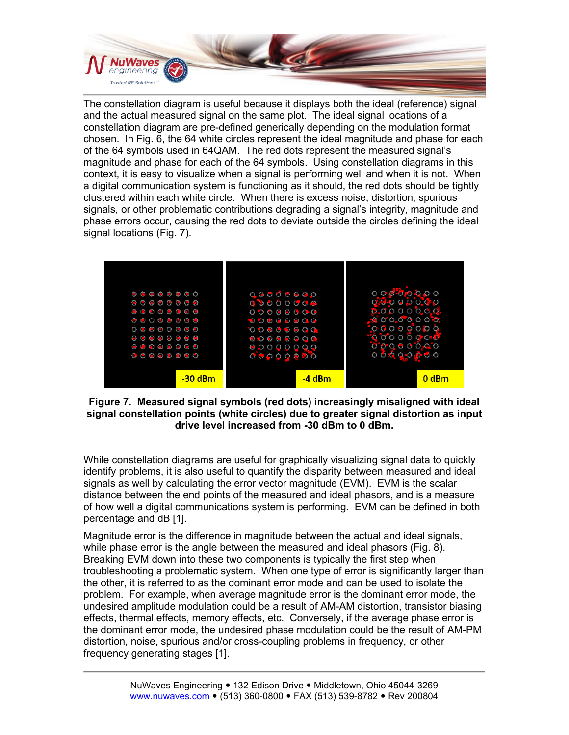The constellation diagram is useful because it displays both the ideal (reference) signal and the actual measured signal on the same plot. The ideal signal locations of a constellation diagram are pre-defined generically depending on the modulation format chosen. In Fig. 6, the 64 white circles represent the ideal magnitude and phase for each of the 64 symbols used in 64QAM. The red dots represent the measured signal's magnitude and phase for each of the 64 symbols. Using constellation diagrams in this context, it is easy to visualize when a signal is performing well and when it is not. When a digital communication system is functioning as it should, the red dots should be tightly clustered within each white circle. When there is excess noise, distortion, spurious signals, or other problematic contributions degrading a signal's integrity, magnitude and phase errors occur, causing the red dots to deviate outside the circles defining the ideal signal locations (Fig. 7).

**Figure 7. Measured signal symbols (red dots) increasingly misaligned with ideal signal constellation points (white circles) due to greater signal distortion as input drive level increased from -30 dBm to 0 dBm.**

While constellation diagrams are useful for graphically visualizing signal data to quickly identify problems, it is also useful to quantify the disparity between measured and ideal signals as well by calculating the error vector magnitude (EVM). EVM is the scalar distance between the end points of the measured and ideal phasors, and is a measure of how well a digital communications system is performing. EVM can be defined in both percentage and dB [1].

Magnitude error is the difference in magnitude between the actual and ideal signals, while phase error is the angle between the measured and ideal phasors (Fig. 8). Breaking EVM down into these two components is typically the first step when troubleshooting a problematic system. When one type of error is significantly larger than the other, it is referred to as the dominant error mode and can be used to isolate the problem. For example, when average magnitude error is the dominant error mode, the undesired amplitude modulation could be a result of AM-AM distortion, transistor biasing effects, thermal effects, memory effects, etc. Conversely, if the average phase error is the dominant error mode, the undesired phase modulation could be the result of AM-PM distortion, noise, spurious and/or cross-coupling problems in frequency, or other frequency generating stages [1].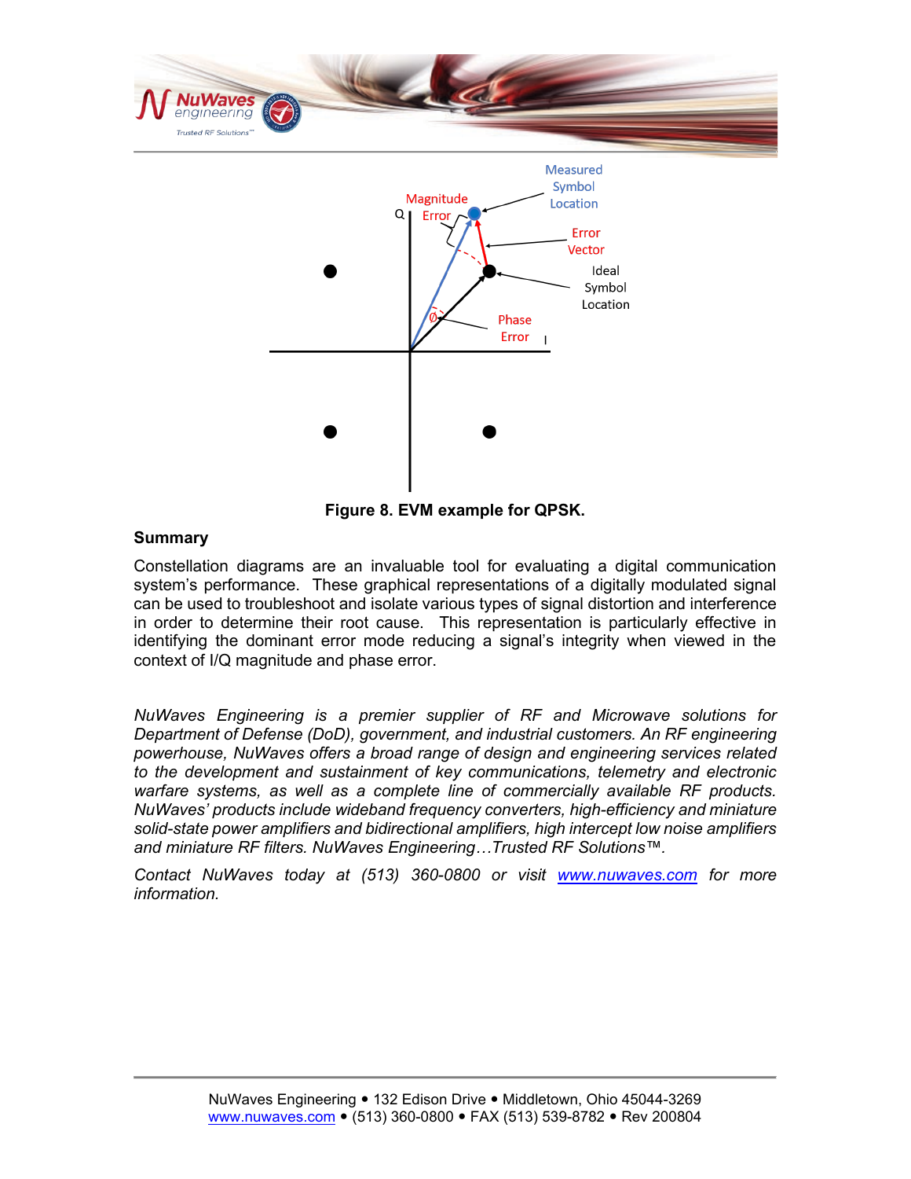Figure 8. EVM example for QPSK.

**Summary**

Constellation diagrams are an invaluable tool for evaluating a digital communication system's performance. These graphical representations of a digitally modulated signal can be used to troubleshoot and isolate various types of signal distortion and interference in order to determine their root cause. This representation is particularly effective in identifying the dominant error mode reducing a signal's integrity when viewed in the context of I/Q magnitude and phase error.

*NuWaves Engineering is a premier supplier of RF and Microwave solutions for Department of Defense (DoD), government, and industrial customers. An RF engineering powerhouse, NuWaves offers a broad range of design and engineering services related to the development and sustainment of key communications, telemetry and electronic warfare systems, as well as a complete line of commercially available RF products. NuWaves' products include wideband frequency converters, high-efficiency and miniature solid-state power amplifiers and bidirectional amplifiers, high intercept low noise amplifiers and miniature RF filters. NuWaves Engineering…Trusted RF Solutions™.*

*Contact NuWaves today at (513) 360-0800 or visit [www.nuwaves.com](http://www.nuwaves.com) for more information.*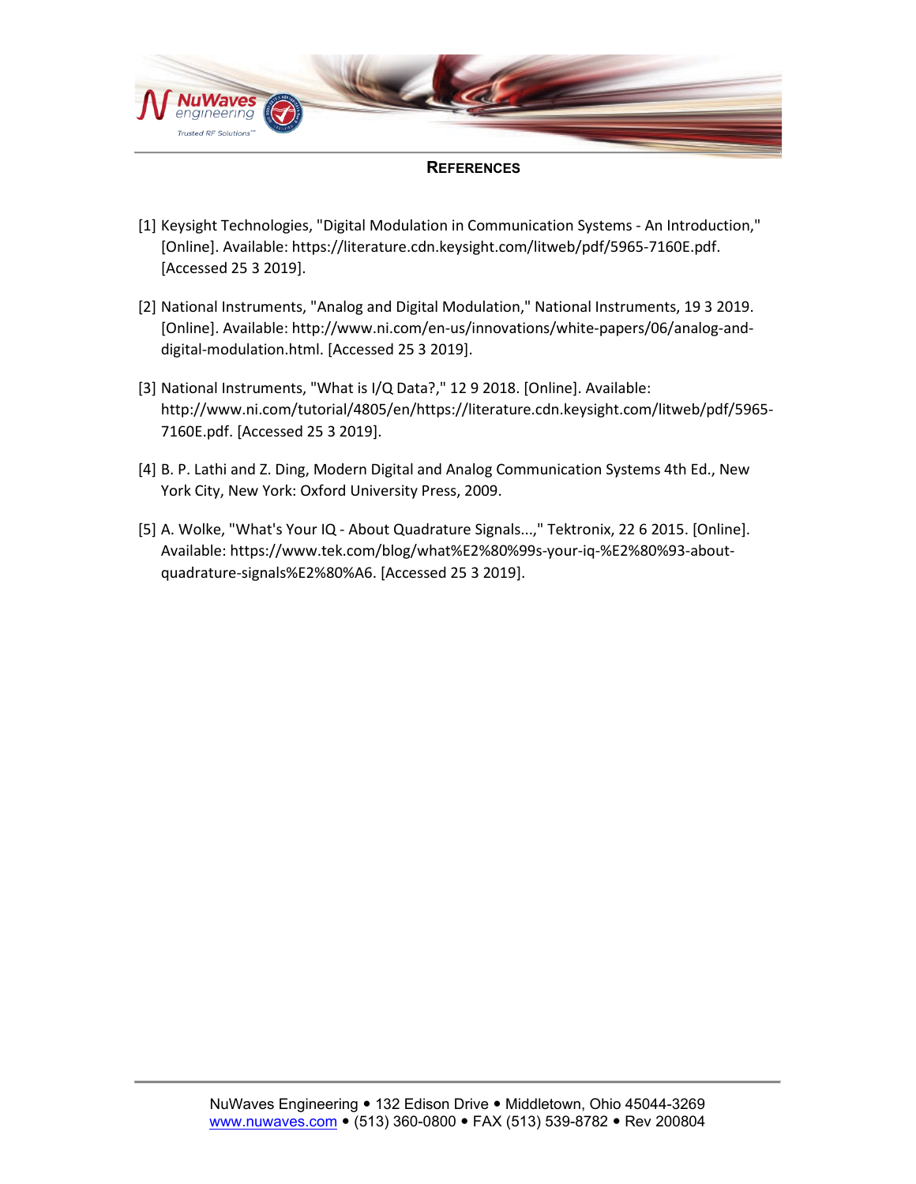## REFERENCES

[1] Keysight Technologies, "Digital Modulation in Communication Systems - An Introduction," [Online]. Available: https://literature.cdn.keysight.com/litweb/pdf/5965-7160E.pdf. [Accessed 25 3 2019].

[2] National Instruments, "Analog and Digital Modulation," National Instruments, 19 3 2019. [Online]. Available: http://www.ni.com/en-us/innovations/white-papers/06/analog-and-digital-modulation.html. [Accessed 25 3 2019].

[3] National Instruments, "What is I/Q Data?," 12 9 2018. [Online]. Available: http://www.ni.com/tutorial/4805/en/https://literature.cdn.keysight.com/litweb/pdf/5965-7160E.pdf. [Accessed 25 3 2019].

[4] B. P. Lathi and Z. Ding, Modern Digital and Analog Communication Systems 4th Ed., New York City, New York: Oxford University Press, 2009.

[5] A. Wolke, "What's Your IQ - About Quadrature Signals...," Tektronix, 22 6 2015. [Online]. Available: https://www.tek.com/blog/what%E2%80%99s-your-iq-%E2%80%93-about-quadrature-signals%E2%80%A6. [Accessed 25 3 2019].